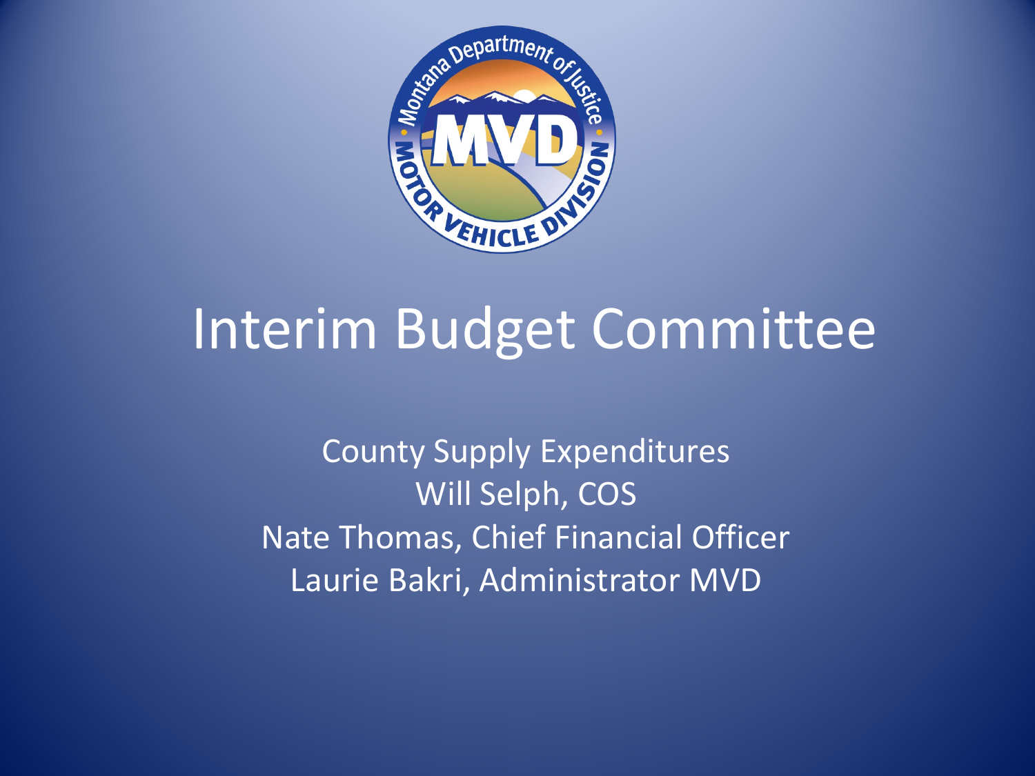# Interim Budget Committee

County Supply Expenditures
Will Selph, COS
Nate Thomas, Chief Financial Officer
Laurie Bakri, Administrator MVD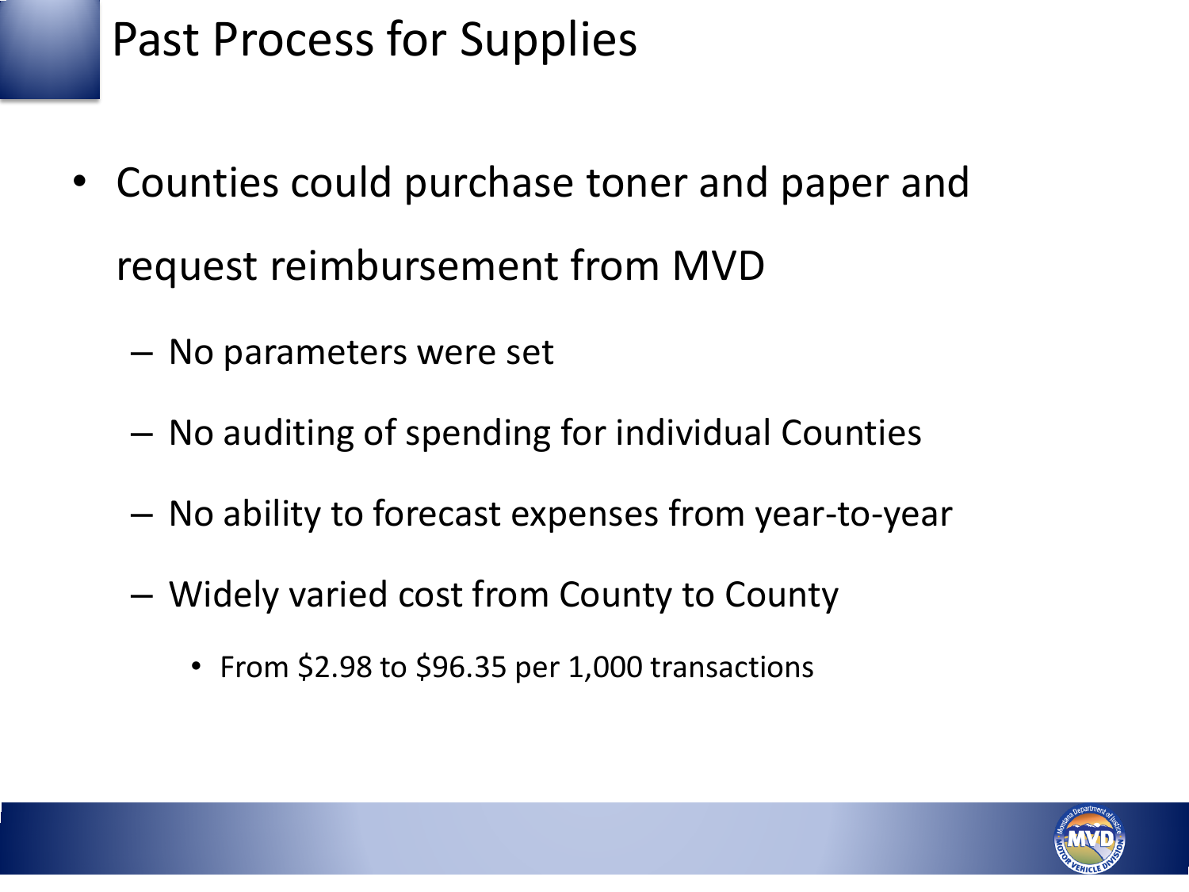# Past Process for Supplies

- Counties could purchase toner and paper and request reimbursement from MVD
  - No parameters were set
  - No auditing of spending for individual Counties
  - No ability to forecast expenses from year-to-year
  - Widely varied cost from County to County
    - From $2.98 to $96.35 per 1,000 transactions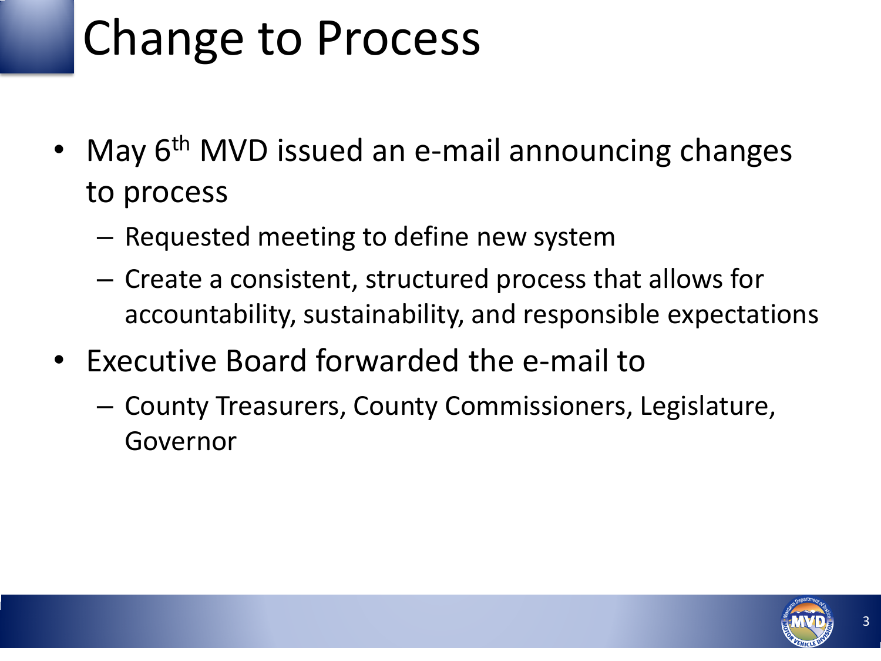# Change to Process

- May 6th MVD issued an e-mail announcing changes to process
  - Requested meeting to define new system
  - Create a consistent, structured process that allows for accountability, sustainability, and responsible expectations
- Executive Board forwarded the e-mail to
  - County Treasurers, County Commissioners, Legislature, Governor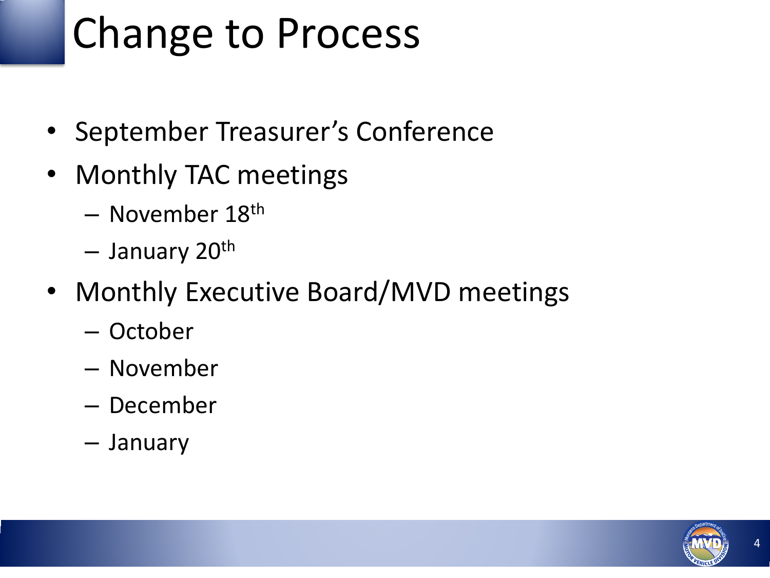# Change to Process

- September Treasurer's Conference
- Monthly TAC meetings
  - November 18th
  - January 20th
- Monthly Executive Board/MVD meetings
  - October
  - November
  - December
  - January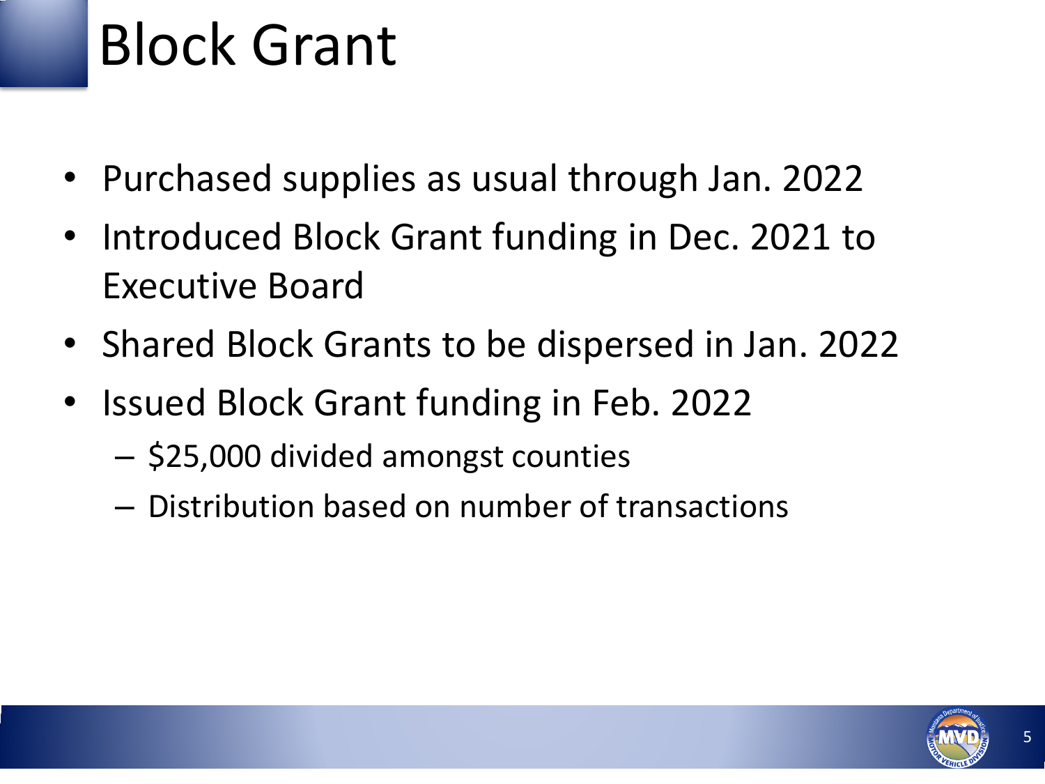# Block Grant

- Purchased supplies as usual through Jan. 2022
- Introduced Block Grant funding in Dec. 2021 to Executive Board
- Shared Block Grants to be dispersed in Jan. 2022
- Issued Block Grant funding in Feb. 2022
  - $25,000 divided amongst counties
  - Distribution based on number of transactions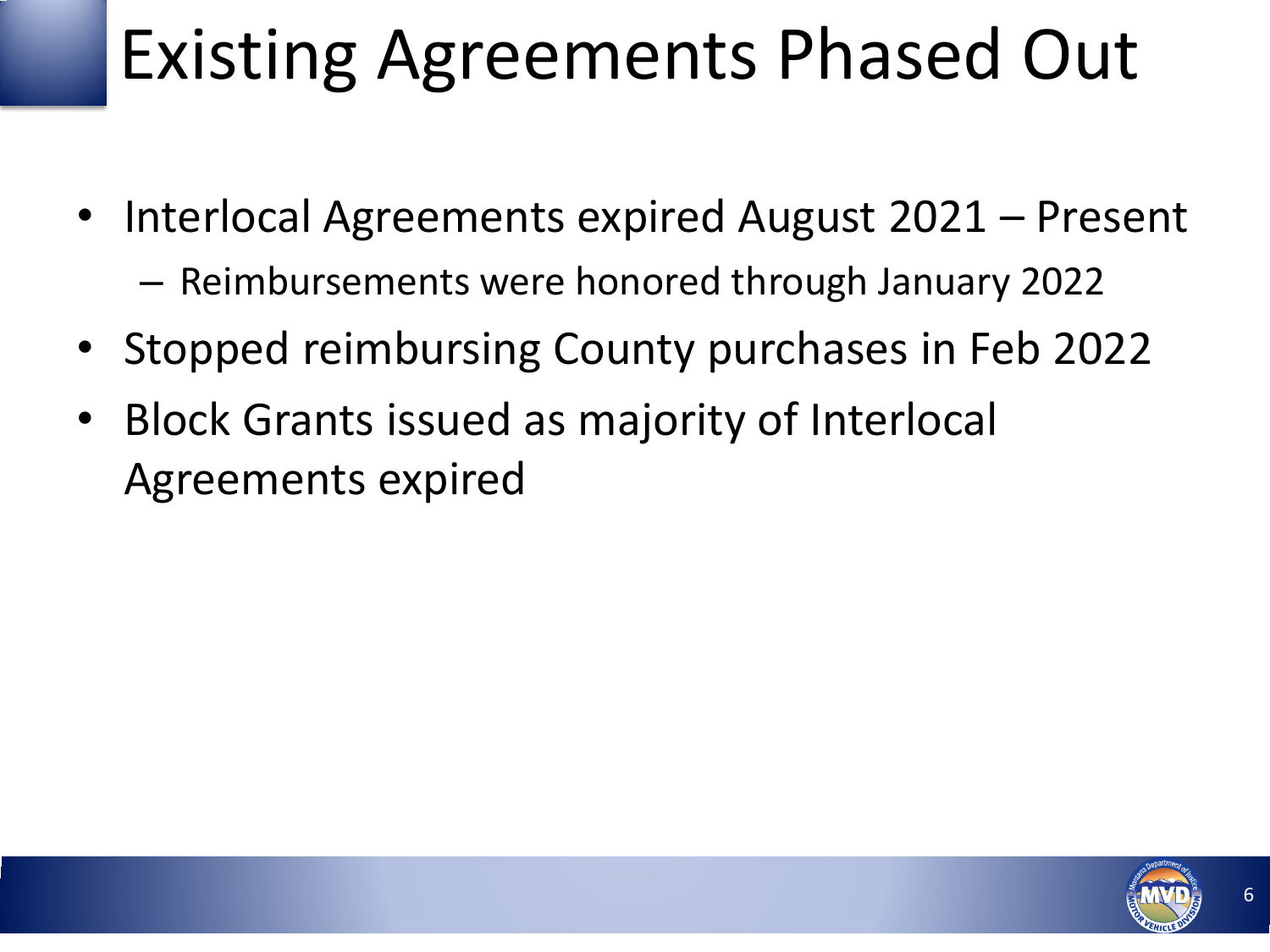# Existing Agreements Phased Out

- Interlocal Agreements expired August 2021 – Present
  - Reimbursements were honored through January 2022
- Stopped reimbursing County purchases in Feb 2022
- Block Grants issued as majority of Interlocal Agreements expired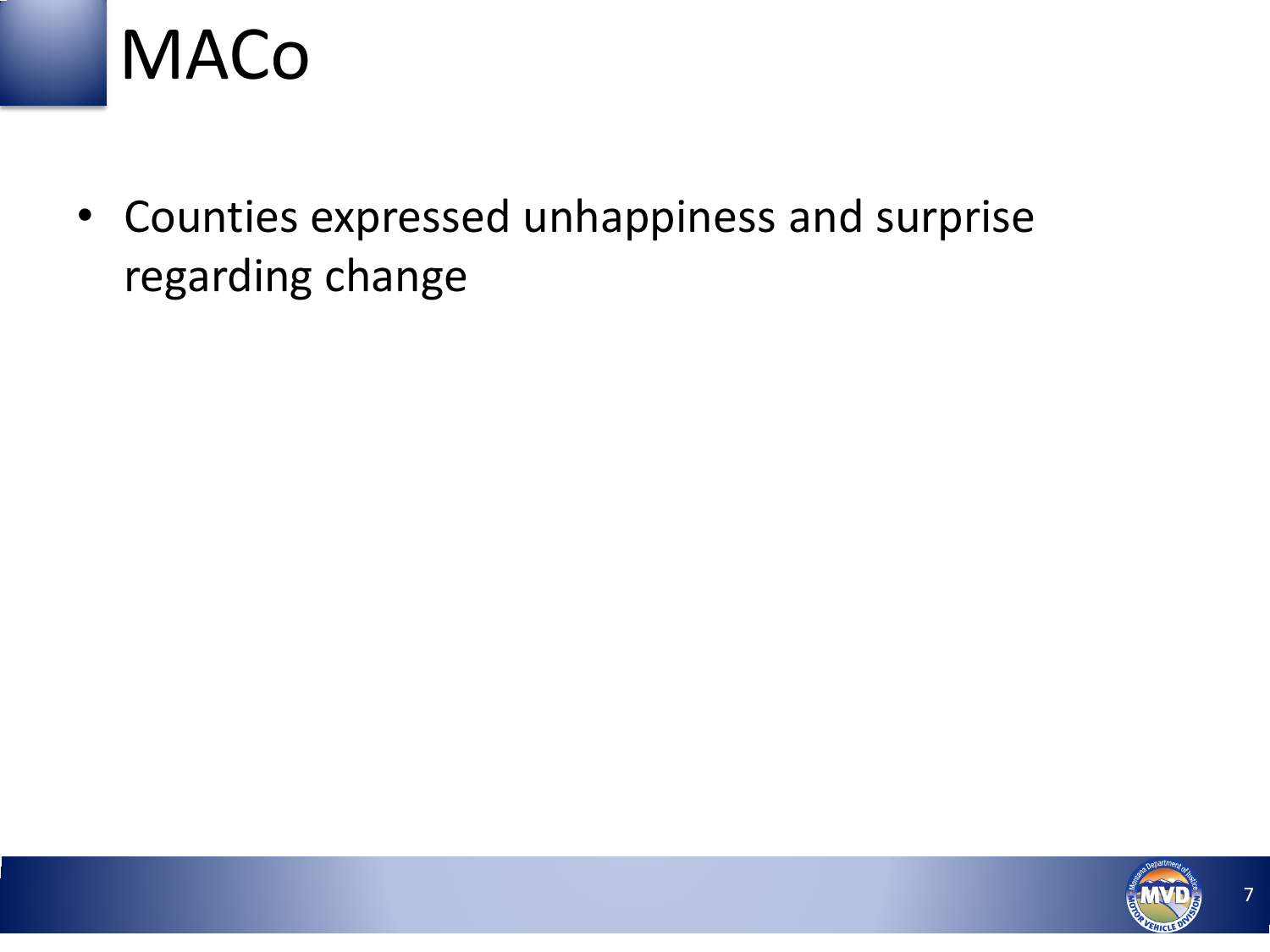# MACo

- Counties expressed unhappiness and surprise regarding change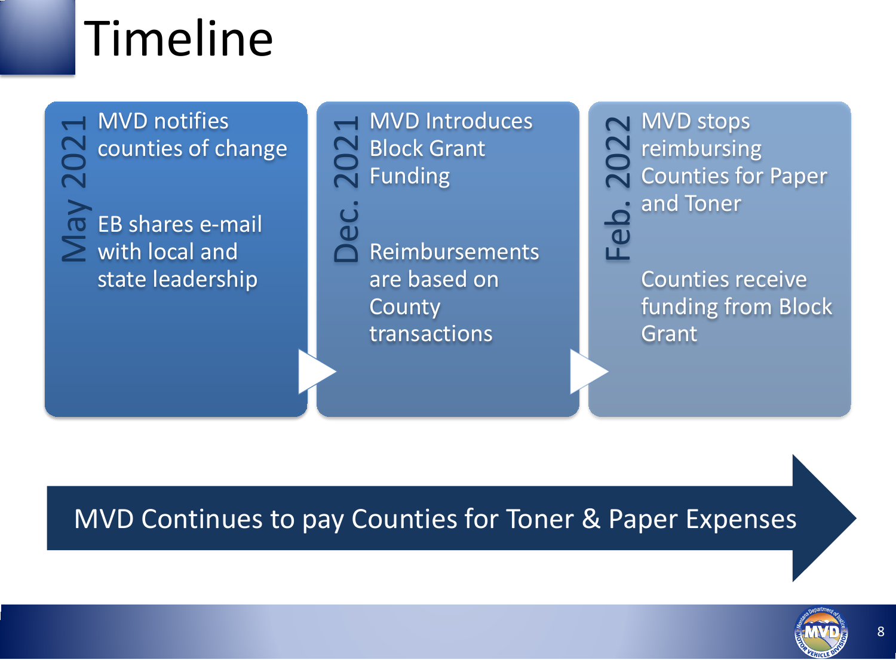# Timeline

## May 2021

MVD notifies counties of change

EB shares e-mail with local and state leadership

## Dec. 2021

MVD Introduces Block Grant Funding

Reimbursements are based on County transactions

## Feb. 2022

MVD stops reimbursing Counties for Paper and Toner

Counties receive funding from Block Grant

MVD Continues to pay Counties for Toner & Paper Expenses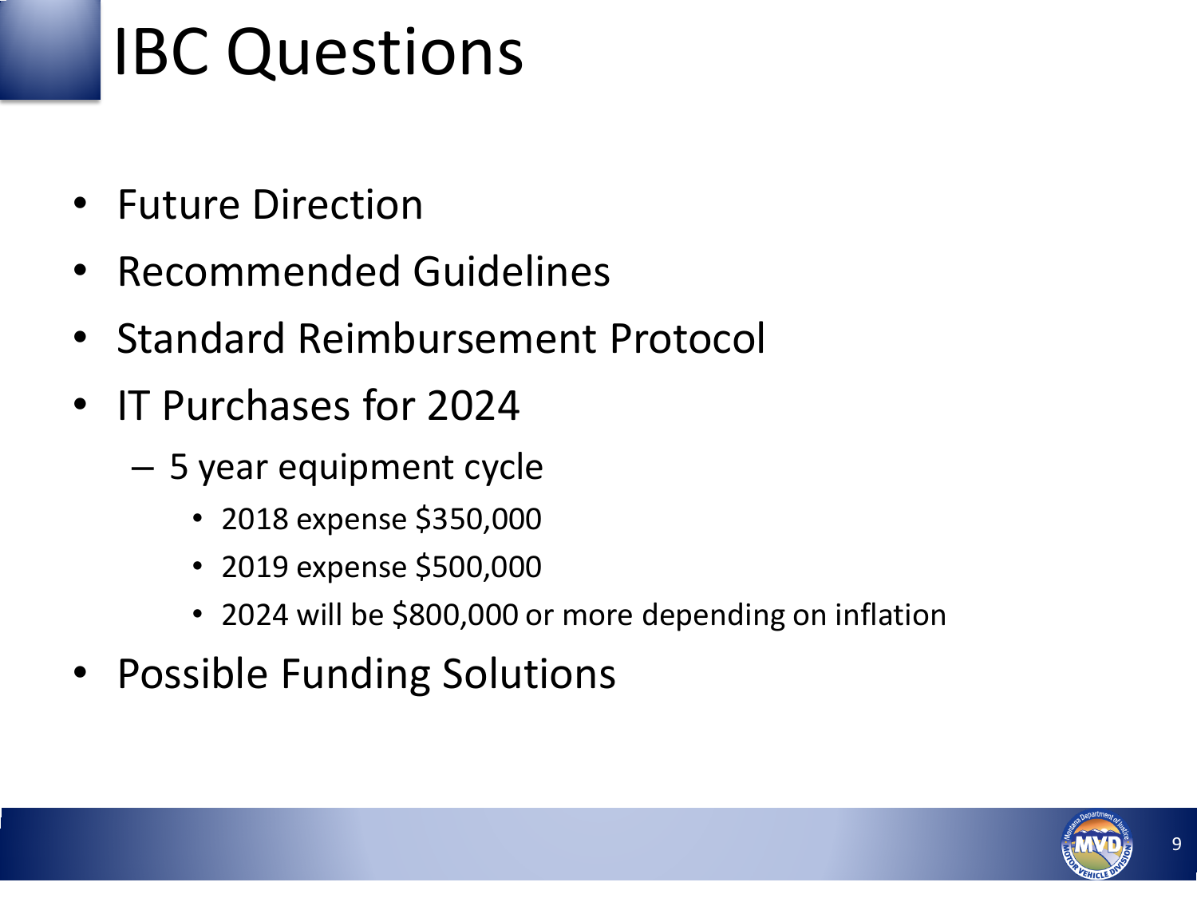# IBC Questions

- Future Direction
- Recommended Guidelines
- Standard Reimbursement Protocol
- IT Purchases for 2024
  - 5 year equipment cycle
    - 2018 expense $350,000
    - 2019 expense $500,000
    - 2024 will be $800,000 or more depending on inflation
- Possible Funding Solutions